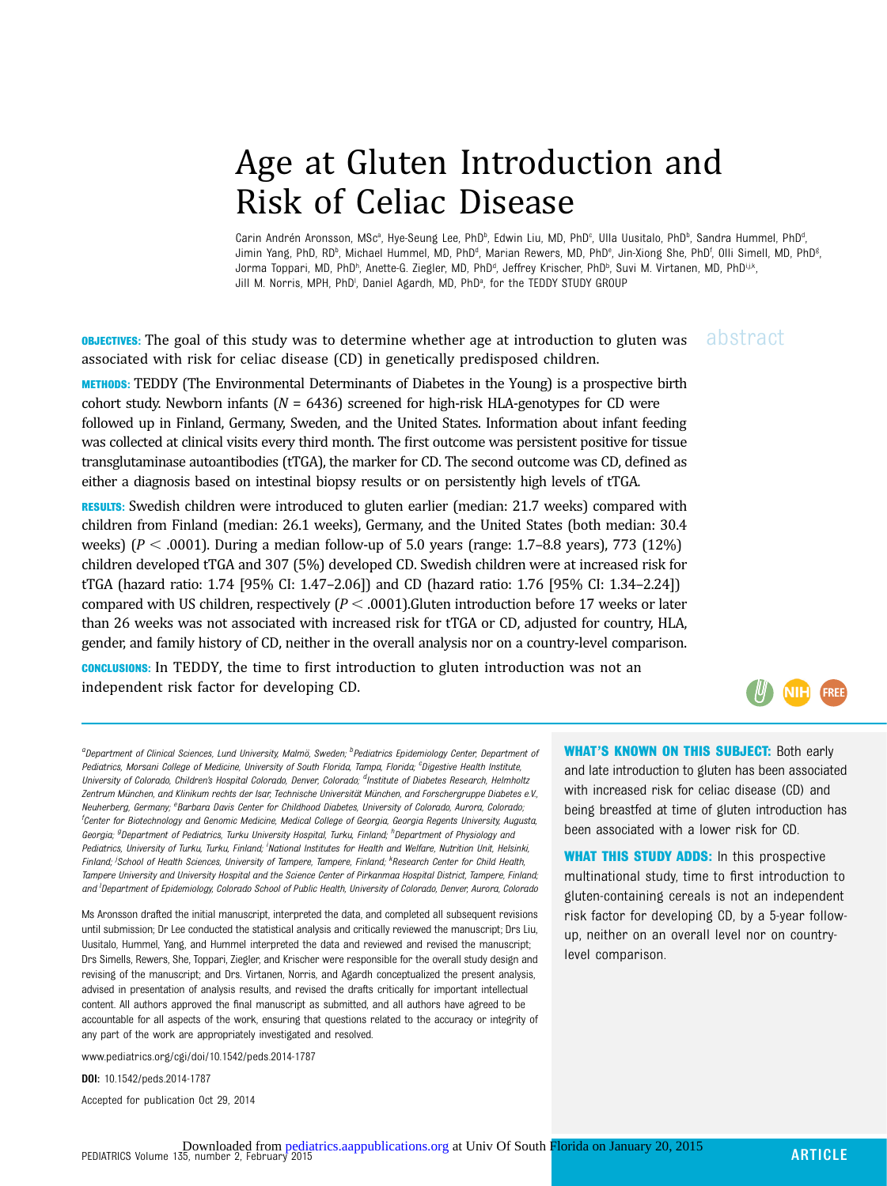# Age at Gluten Introduction and Risk of Celiac Disease

Carin Andrén Aronsson, MSc[a], Hye-Seung Lee, PhD[b], Edwin Liu, MD, PhD[c], Ulla Uusitalo, PhD[b], Sandra Hummel, PhD[d], Jimin Yang, PhD, RD[b], Michael Hummel, MD, PhD[d], Marian Rewers, MD, PhD[e], Jin-Xiong She, PhD[f], Olli Simell, MD, PhD[g], Jorma Toppari, MD, PhD[h], Anette-G. Ziegler, MD, PhD[d], Jeffrey Krischer, PhD[b], Suvi M. Virtanen, MD, PhD[i,j,k], Jill M. Norris, MPH, PhD[l], Daniel Agardh, MD, PhD[a], for the TEDDY STUDY GROUP

## abstract

**OBJECTIVES:** The goal of this study was to determine whether age at introduction to gluten was associated with risk for celiac disease (CD) in genetically predisposed children.

**METHODS:** TEDDY (The Environmental Determinants of Diabetes in the Young) is a prospective birth cohort study. Newborn infants ($N$ = 6436) screened for high-risk HLA-genotypes for CD were followed up in Finland, Germany, Sweden, and the United States. Information about infant feeding was collected at clinical visits every third month. The first outcome was persistent positive for tissue transglutaminase autoantibodies (tTGA), the marker for CD. The second outcome was CD, defined as either a diagnosis based on intestinal biopsy results or on persistently high levels of tTGA.

**RESULTS:** Swedish children were introduced to gluten earlier (median: 21.7 weeks) compared with children from Finland (median: 26.1 weeks), Germany, and the United States (both median: 30.4 weeks) ($P < .0001$). During a median follow-up of 5.0 years (range: 1.7–8.8 years), 773 (12%) children developed tTGA and 307 (5%) developed CD. Swedish children were at increased risk for tTGA (hazard ratio: 1.74 [95% CI: 1.47–2.06]) and CD (hazard ratio: 1.76 [95% CI: 1.34–2.24]) compared with US children, respectively ($P < .0001$).Gluten introduction before 17 weeks or later than 26 weeks was not associated with increased risk for tTGA or CD, adjusted for country, HLA, gender, and family history of CD, neither in the overall analysis nor on a country-level comparison.

**CONCLUSIONS:** In TEDDY, the time to first introduction to gluten introduction was not an independent risk factor for developing CD.

[a]Department of Clinical Sciences, Lund University, Malmö, Sweden; [b]Pediatrics Epidemiology Center, Department of Pediatrics, Morsani College of Medicine, University of South Florida, Tampa, Florida; [c]Digestive Health Institute, University of Colorado, Children's Hospital Colorado, Denver, Colorado; [d]Institute of Diabetes Research, Helmholtz Zentrum München, and Klinikum rechts der Isar, Technische Universität München, and Forschergruppe Diabetes e.V., Neuherberg, Germany; [e]Barbara Davis Center for Childhood Diabetes, University of Colorado, Aurora, Colorado; [f]Center for Biotechnology and Genomic Medicine, Medical College of Georgia, Georgia Regents University, Augusta, Georgia; [g]Department of Pediatrics, Turku University Hospital, Turku, Finland; [h]Department of Physiology and Pediatrics, University of Turku, Turku, Finland; [i]National Institutes for Health and Welfare, Nutrition Unit, Helsinki, Finland; [j]School of Health Sciences, University of Tampere, Tampere, Finland; [k]Research Center for Child Health, Tampere University and University Hospital and the Science Center of Pirkanmaa Hospital District, Tampere, Finland; and [l]Department of Epidemiology, Colorado School of Public Health, University of Colorado, Denver, Aurora, Colorado

Ms Aronsson drafted the initial manuscript, interpreted the data, and completed all subsequent revisions until submission; Dr Lee conducted the statistical analysis and critically reviewed the manuscript; Drs Liu, Uusitalo, Hummel, Yang, and Hummel interpreted the data and reviewed and revised the manuscript; Drs Simells, Rewers, She, Toppari, Ziegler, and Krischer were responsible for the overall study design and revising of the manuscript; and Drs. Virtanen, Norris, and Agardh conceptualized the present analysis, advised in presentation of analysis results, and revised the drafts critically for important intellectual content. All authors approved the final manuscript as submitted, and all authors have agreed to be accountable for all aspects of the work, ensuring that questions related to the accuracy or integrity of any part of the work are appropriately investigated and resolved.

www.pediatrics.org/cgi/doi/10.1542/peds.2014-1787

**DOI:** 10.1542/peds.2014-1787

Accepted for publication Oct 29, 2014

**WHAT'S KNOWN ON THIS SUBJECT:** Both early and late introduction to gluten has been associated with increased risk for celiac disease (CD) and being breastfed at time of gluten introduction has been associated with a lower risk for CD.

**WHAT THIS STUDY ADDS:** In this prospective multinational study, time to first introduction to gluten-containing cereals is not an independent risk factor for developing CD, by a 5-year follow-up, neither on an overall level nor on country-level comparison.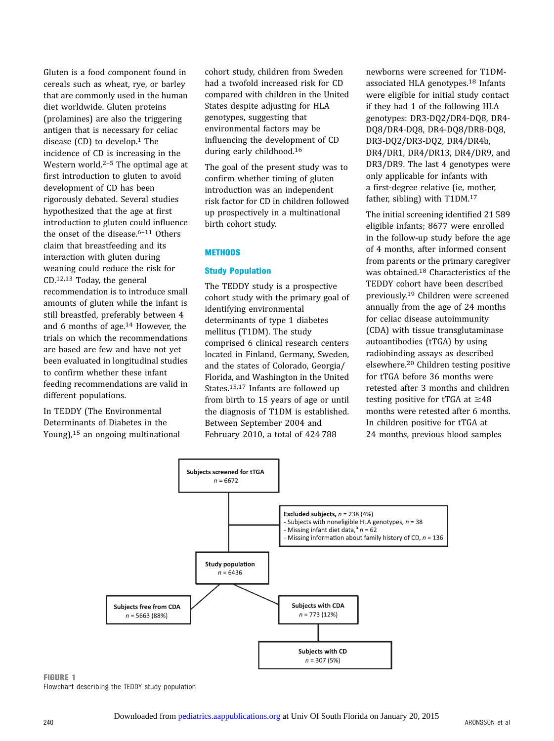Gluten is a food component found in cereals such as wheat, rye, or barley that are commonly used in the human diet worldwide. Gluten proteins (prolamines) are also the triggering antigen that is necessary for celiac disease (CD) to develop.[1] The incidence of CD is increasing in the Western world.[2–5] The optimal age at first introduction to gluten to avoid development of CD has been rigorously debated. Several studies hypothesized that the age at first introduction to gluten could influence the onset of the disease.[6–11] Others claim that breastfeeding and its interaction with gluten during weaning could reduce the risk for CD.[12,13] Today, the general recommendation is to introduce small amounts of gluten while the infant is still breastfed, preferably between 4 and 6 months of age.[14] However, the trials on which the recommendations are based are few and have not yet been evaluated in longitudinal studies to confirm whether these infant feeding recommendations are valid in different populations.

In TEDDY (The Environmental Determinants of Diabetes in the Young),[15] an ongoing multinational cohort study, children from Sweden had a twofold increased risk for CD compared with children in the United States despite adjusting for HLA genotypes, suggesting that environmental factors may be influencing the development of CD during early childhood.[16]

The goal of the present study was to confirm whether timing of gluten introduction was an independent risk factor for CD in children followed up prospectively in a multinational birth cohort study.

## METHODS

### Study Population

The TEDDY study is a prospective cohort study with the primary goal of identifying environmental determinants of type 1 diabetes mellitus (T1DM). The study comprised 6 clinical research centers located in Finland, Germany, Sweden, and the states of Colorado, Georgia/Florida, and Washington in the United States.[15,17] Infants are followed up from birth to 15 years of age or until the diagnosis of T1DM is established. Between September 2004 and February 2010, a total of 424 788 newborns were screened for T1DM-associated HLA genotypes.[18] Infants were eligible for initial study contact if they had 1 of the following HLA genotypes: DR3-DQ2/DR4-DQ8, DR4-DQ8/DR4-DQ8, DR4-DQ8/DR8-DQ8, DR3-DQ2/DR3-DQ2, DR4/DR4b, DR4/DR1, DR4/DR13, DR4/DR9, and DR3/DR9. The last 4 genotypes were only applicable for infants with a first-degree relative (ie, mother, father, sibling) with T1DM.[17]

The initial screening identified 21 589 eligible infants; 8677 were enrolled in the follow-up study before the age of 4 months, after informed consent from parents or the primary caregiver was obtained.[18] Characteristics of the TEDDY cohort have been described previously.[19] Children were screened annually from the age of 24 months for celiac disease autoimmunity (CDA) with tissue transglutaminase autoantibodies (tTGA) by using radiobinding assays as described elsewhere.[20] Children testing positive for tTGA before 36 months were retested after 3 months and children testing positive for tTGA at ≥48 months were retested after 6 months. In children positive for tTGA at 24 months, previous blood samples

Subjects screened for tTGA
*n* = 6672

Excluded subjects, *n* = 238 (4%)
- Subjects with noneligible HLA genotypes, *n* = 38
- Missing infant diet data,[a] *n* = 62
- Missing information about family history of CD, *n* = 136

Study population
*n* = 6436

Subjects free from CDA
*n* = 5663 (88%)

Subjects with CDA
*n* = 773 (12%)

Subjects with CD
*n* = 307 (5%)

**FIGURE 1**
Flowchart describing the TEDDY study population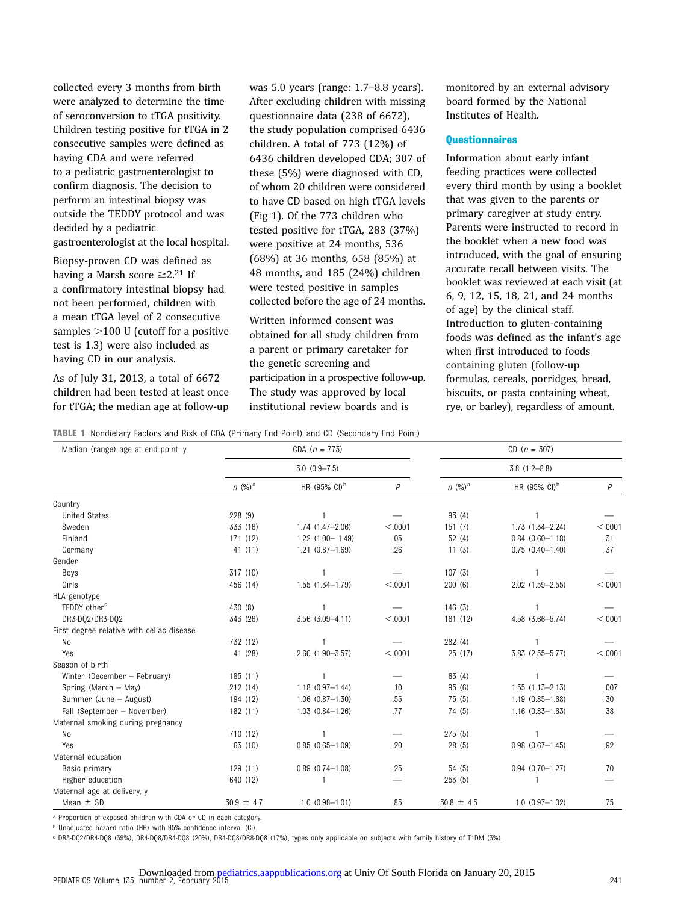collected every 3 months from birth were analyzed to determine the time of seroconversion to tTGA positivity. Children testing positive for tTGA in 2 consecutive samples were defined as having CDA and were referred to a pediatric gastroenterologist to confirm diagnosis. The decision to perform an intestinal biopsy was outside the TEDDY protocol and was decided by a pediatric gastroenterologist at the local hospital.

Biopsy-proven CD was defined as having a Marsh score ≥2.[21] If a confirmatory intestinal biopsy had not been performed, children with a mean tTGA level of 2 consecutive samples >100 U (cutoff for a positive test is 1.3) were also included as having CD in our analysis.

As of July 31, 2013, a total of 6672 children had been tested at least once for tTGA; the median age at follow-up was 5.0 years (range: 1.7–8.8 years). After excluding children with missing questionnaire data (238 of 6672), the study population comprised 6436 children. A total of 773 (12%) of 6436 children developed CDA; 307 of these (5%) were diagnosed with CD, of whom 20 children were considered to have CD based on high tTGA levels (Fig 1). Of the 773 children who tested positive for tTGA, 283 (37%) were positive at 24 months, 536 (68%) at 36 months, 658 (85%) at 48 months, and 185 (24%) children were tested positive in samples collected before the age of 24 months.

Written informed consent was obtained for all study children from a parent or primary caretaker for the genetic screening and participation in a prospective follow-up. The study was approved by local institutional review boards and is monitored by an external advisory board formed by the National Institutes of Health.

### Questionnaires

Information about early infant feeding practices were collected every third month by using a booklet that was given to the parents or primary caregiver at study entry. Parents were instructed to record in the booklet when a new food was introduced, with the goal of ensuring accurate recall between visits. The booklet was reviewed at each visit (at 6, 9, 12, 15, 18, 21, and 24 months of age) by the clinical staff. Introduction to gluten-containing foods was defined as the infant's age when first introduced to foods containing gluten (follow-up formulas, cereals, porridges, bread, biscuits, or pasta containing wheat, rye, or barley), regardless of amount.

**TABLE 1** Nondietary Factors and Risk of CDA (Primary End Point) and CD (Secondary End Point)

| Median (range) age at end point, y | CDA ($n$ = 773) | | | CD ($n$ = 307) | | |
|---|---|---|---|---|---|---|
| | 3.0 (0.9–7.5) | | | 3.8 (1.2–8.8) | | |
| | $n$ (%)[a] | HR (95% CI)[b] | $P$ | $n$ (%)[a] | HR (95% CI)[b] | $P$ |
| Country | | | | | | |
| United States | 228 (9) | 1 | — | 93 (4) | 1 | — |
| Sweden | 333 (16) | 1.74 (1.47–2.06) | <.0001 | 151 (7) | 1.73 (1.34–2.24) | <.0001 |
| Finland | 171 (12) | 1.22 (1.00– 1.49) | .05 | 52 (4) | 0.84 (0.60–1.18) | .31 |
| Germany | 41 (11) | 1.21 (0.87–1.69) | .26 | 11 (3) | 0.75 (0.40–1.40) | .37 |
| Gender | | | | | | |
| Boys | 317 (10) | 1 | — | 107 (3) | 1 | — |
| Girls | 456 (14) | 1.55 (1.34–1.79) | <.0001 | 200 (6) | 2.02 (1.59–2.55) | <.0001 |
| HLA genotype | | | | | | |
| TEDDY other[c] | 430 (8) | 1 | — | 146 (3) | 1 | — |
| DR3-DQ2/DR3-DQ2 | 343 (26) | 3.56 (3.09–4.11) | <.0001 | 161 (12) | 4.58 (3.66–5.74) | <.0001 |
| First degree relative with celiac disease | | | | | | |
| No | 732 (12) | 1 | — | 282 (4) | 1 | — |
| Yes | 41 (28) | 2.60 (1.90–3.57) | <.0001 | 25 (17) | 3.83 (2.55–5.77) | <.0001 |
| Season of birth | | | | | | |
| Winter (December – February) | 185 (11) | 1 | — | 63 (4) | 1 | — |
| Spring (March – May) | 212 (14) | 1.18 (0.97–1.44) | .10 | 95 (6) | 1.55 (1.13–2.13) | .007 |
| Summer (June – August) | 194 (12) | 1.06 (0.87–1.30) | .55 | 75 (5) | 1.19 (0.85–1.68) | .30 |
| Fall (September – November) | 182 (11) | 1.03 (0.84–1.26) | .77 | 74 (5) | 1.16 (0.83–1.63) | .38 |
| Maternal smoking during pregnancy | | | | | | |
| No | 710 (12) | 1 | — | 275 (5) | 1 | — |
| Yes | 63 (10) | 0.85 (0.65–1.09) | .20 | 28 (5) | 0.98 (0.67–1.45) | .92 |
| Maternal education | | | | | | |
| Basic primary | 129 (11) | 0.89 (0.74–1.08) | .25 | 54 (5) | 0.94 (0.70–1.27) | .70 |
| Higher education | 640 (12) | 1 | — | 253 (5) | 1 | — |
| Maternal age at delivery, y | | | | | | |
| Mean ± SD | 30.9 ± 4.7 | 1.0 (0.98–1.01) | .85 | 30.8 ± 4.5 | 1.0 (0.97–1.02) | .75 |

[a] Proportion of exposed children with CDA or CD in each category.
[b] Unadjusted hazard ratio (HR) with 95% confidence interval (CI).
[c] DR3-DQ2/DR4-DQ8 (39%), DR4-DQ8/DR4-DQ8 (20%), DR4-DQ8/DR8-DQ8 (17%), types only applicable on subjects with family history of T1DM (3%).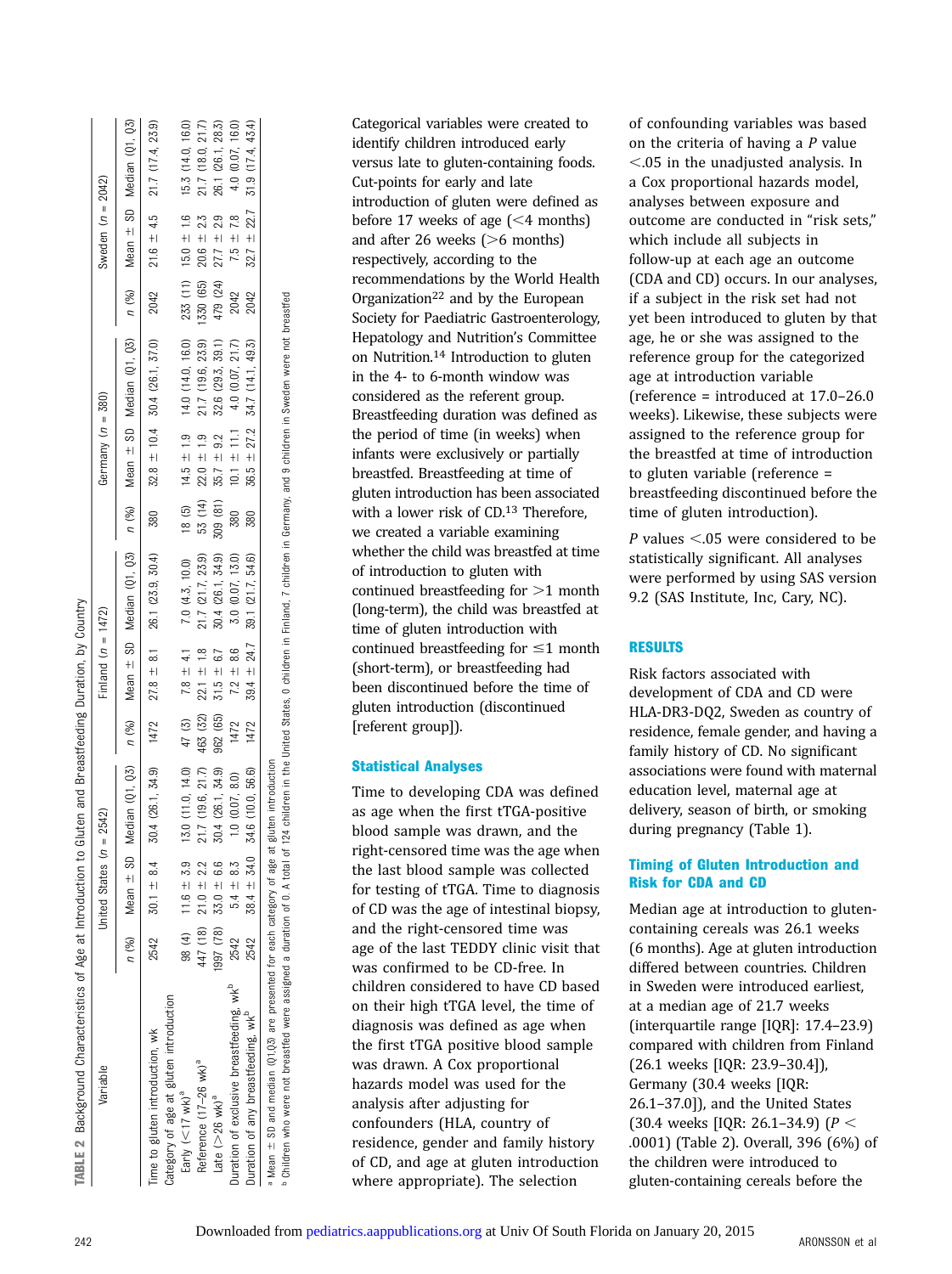**TABLE 2** Background Characteristics of Age at Introduction to Gluten and Breastfeeding Duration, by Country

| Variable | United States (n = 2542) | | | Finland (n = 1472) | | | Germany (n = 380) | | | Sweden (n = 2042) | | |
|---|---|---|---|---|---|---|---|---|---|---|---|---|
| | n (%) | Mean ± SD | Median (Q1, Q3) | n (%) | Mean ± SD | Median (Q1, Q3) | n (%) | Mean ± SD | Median (Q1, Q3) | n (%) | Mean ± SD | Median (Q1, Q3) |
| Time to gluten introduction, wk | 2542 | 30.1 ± 8.4 | 30.4 (26.1, 34.9) | 1472 | 27.8 ± 8.1 | 26.1 (23.9, 30.4) | 380 | 32.8 ± 10.4 | 30.4 (26.1, 37.0) | 2042 | 21.6 ± 4.5 | 21.7 (17.4, 23.9) |
| Category of age at gluten introduction | | | | | | | | | | | | |
| Early (<17 wk)[a] | 98 (4) | 11.6 ± 3.9 | 13.0 (11.0, 14.0) | 47 (3) | 7.8 ± 4.1 | 7.0 (4.3, 10.0) | 18 (5) | 14.5 ± 1.9 | 14.0 (14.0, 16.0) | 233 (11) | 15.0 ± 1.6 | 15.3 (14.0, 16.0) |
| Reference (17–26 wk)[a] | 447 (18) | 21.0 ± 2.2 | 21.7 (19.6, 21.7) | 463 (32) | 22.1 ± 1.8 | 21.7 (21.7, 23.9) | 53 (14) | 22.0 ± 1.9 | 21.7 (19.6, 23.9) | 1330 (65) | 20.6 ± 2.3 | 21.7 (18.0, 21.7) |
| Late (>26 wk)[a] | 1997 (78) | 33.0 ± 6.6 | 30.4 (26.1, 34.9) | 962 (65) | 31.5 ± 6.7 | 30.4 (26.1, 34.9) | 309 (81) | 35.7 ± 9.2 | 32.6 (29.3, 39.1) | 479 (24) | 27.7 ± 2.9 | 26.1 (26.1, 28.3) |
| Duration of exclusive breastfeeding, wk[b] | 2542 | 5.4 ± 8.3 | 1.0 (0.07, 8.0) | 1472 | 7.2 ± 8.6 | 3.0 (0.07, 13.0) | 380 | 10.1 ± 11.1 | 4.0 (0.07, 21.7) | 2042 | 7.5 ± 7.8 | 4.0 (0.07, 16.0) |
| Duration of any breastfeeding, wk[b] | 2542 | 38.4 ± 34.0 | 34.6 (10.0, 56.6) | 1472 | 39.4 ± 24.7 | 39.1 (21.7, 54.6) | 380 | 36.5 ± 27.2 | 34.7 (14.1, 49.3) | 2042 | 32.7 ± 22.7 | 31.9 (17.4, 43.4) |

[a] Mean ± SD and median (Q1,Q3) are presented for each category of age at gluten introduction.
[b] Children who were not breastfed were assigned a duration of 0. A total of 124 children in the United States, 0 children in Finland, 7 children in Germany, and 9 children in Sweden were not breastfed.

Categorical variables were created to identify children introduced early versus late to gluten-containing foods. Cut-points for early and late introduction of gluten were defined as before 17 weeks of age (<4 months) and after 26 weeks (>6 months) respectively, according to the recommendations by the World Health Organization[22] and by the European Society for Paediatric Gastroenterology, Hepatology and Nutrition's Committee on Nutrition.[14] Introduction to gluten in the 4- to 6-month window was considered as the referent group. Breastfeeding duration was defined as the period of time (in weeks) when infants were exclusively or partially breastfed. Breastfeeding at time of gluten introduction has been associated with a lower risk of CD.[13] Therefore, we created a variable examining whether the child was breastfed at time of introduction to gluten with continued breastfeeding for >1 month (long-term), the child was breastfed at time of gluten introduction with continued breastfeeding for ≤1 month (short-term), or breastfeeding had been discontinued before the time of gluten introduction (discontinued [referent group]).

### Statistical Analyses

Time to developing CDA was defined as age when the first tTGA-positive blood sample was drawn, and the right-censored time was the age when the last blood sample was collected for testing of tTGA. Time to diagnosis of CD was the age of intestinal biopsy, and the right-censored time was age of the last TEDDY clinic visit that was confirmed to be CD-free. In children considered to have CD based on their high tTGA level, the time of diagnosis was defined as age when the first tTGA positive blood sample was drawn. A Cox proportional hazards model was used for the analysis after adjusting for confounders (HLA, country of residence, gender and family history of CD, and age at gluten introduction where appropriate). The selection of confounding variables was based on the criteria of having a *P* value <.05 in the unadjusted analysis. In a Cox proportional hazards model, analyses between exposure and outcome are conducted in "risk sets," which include all subjects in follow-up at each age an outcome (CDA and CD) occurs. In our analyses, if a subject in the risk set had not yet been introduced to gluten by that age, he or she was assigned to the reference group for the categorized age at introduction variable (reference = introduced at 17.0–26.0 weeks). Likewise, these subjects were assigned to the reference group for the breastfed at time of introduction to gluten variable (reference = breastfeeding discontinued before the time of gluten introduction).

*P* values <.05 were considered to be statistically significant. All analyses were performed by using SAS version 9.2 (SAS Institute, Inc, Cary, NC).

## RESULTS

Risk factors associated with development of CDA and CD were HLA-DR3-DQ2, Sweden as country of residence, female gender, and having a family history of CD. No significant associations were found with maternal education level, maternal age at delivery, season of birth, or smoking during pregnancy (Table 1).

### Timing of Gluten Introduction and Risk for CDA and CD

Median age at introduction to gluten-containing cereals was 26.1 weeks (6 months). Age at gluten introduction differed between countries. Children in Sweden were introduced earliest, at a median age of 21.7 weeks (interquartile range [IQR]: 17.4–23.9) compared with children from Finland (26.1 weeks [IQR: 23.9–30.4]), Germany (30.4 weeks [IQR: 26.1–37.0]), and the United States (30.4 weeks [IQR: 26.1–34.9) (*P* < .0001) (Table 2). Overall, 396 (6%) of the children were introduced to gluten-containing cereals before the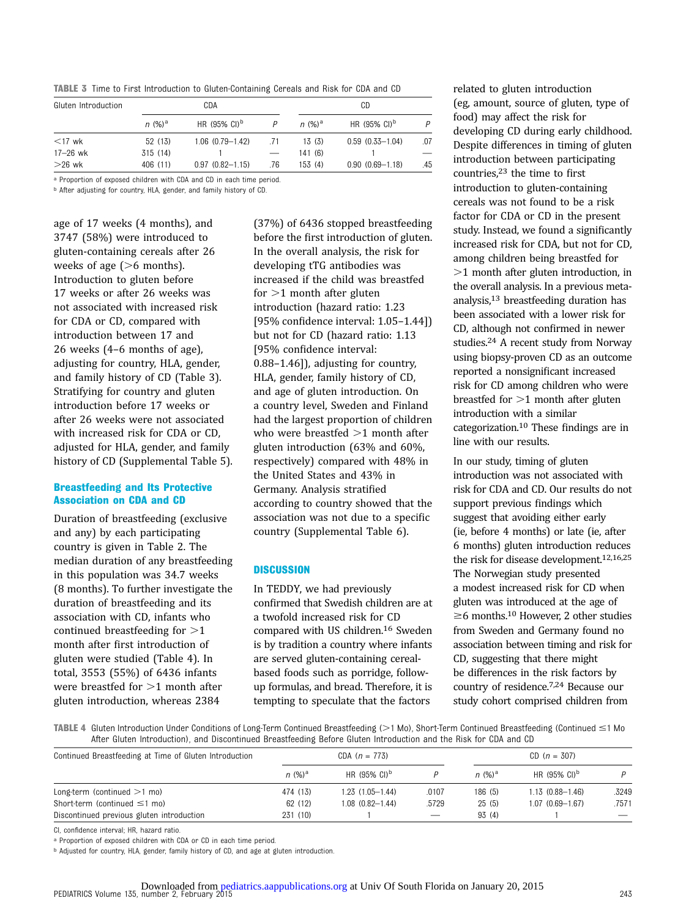**TABLE 3** Time to First Introduction to Gluten-Containing Cereals and Risk for CDA and CD

| Gluten Introduction | CDA | | | CD | | |
|---|---|---|---|---|---|---|
| | n (%)[a] | HR (95% CI)[b] | P | n (%)[a] | HR (95% CI)[b] | P |
| <17 wk | 52 (13) | 1.06 (0.79–1.42) | .71 | 13 (3) | 0.59 (0.33–1.04) | .07 |
| 17–26 wk | 315 (14) | 1 | — | 141 (6) | 1 | — |
| >26 wk | 406 (11) | 0.97 (0.82–1.15) | .76 | 153 (4) | 0.90 (0.69–1.18) | .45 |

[a] Proportion of exposed children with CDA and CD in each time period.

[b] After adjusting for country, HLA, gender, and family history of CD.

age of 17 weeks (4 months), and 3747 (58%) were introduced to gluten-containing cereals after 26 weeks of age (>6 months). Introduction to gluten before 17 weeks or after 26 weeks was not associated with increased risk for CDA or CD, compared with introduction between 17 and 26 weeks (4–6 months of age), adjusting for country, HLA, gender, and family history of CD (Table 3). Stratifying for country and gluten introduction before 17 weeks or after 26 weeks were not associated with increased risk for CDA or CD, adjusted for HLA, gender, and family history of CD (Supplemental Table 5).

### Breastfeeding and Its Protective Association on CDA and CD

Duration of breastfeeding (exclusive and any) by each participating country is given in Table 2. The median duration of any breastfeeding in this population was 34.7 weeks (8 months). To further investigate the duration of breastfeeding and its association with CD, infants who continued breastfeeding for >1 month after first introduction of gluten were studied (Table 4). In total, 3553 (55%) of 6436 infants were breastfed for >1 month after gluten introduction, whereas 2384 (37%) of 6436 stopped breastfeeding before the first introduction of gluten. In the overall analysis, the risk for developing tTG antibodies was increased if the child was breastfed for >1 month after gluten introduction (hazard ratio: 1.23 [95% confidence interval: 1.05–1.44]) but not for CD (hazard ratio: 1.13 [95% confidence interval: 0.88–1.46]), adjusting for country, HLA, gender, family history of CD, and age of gluten introduction. On a country level, Sweden and Finland had the largest proportion of children who were breastfed >1 month after gluten introduction (63% and 60%, respectively) compared with 48% in the United States and 43% in Germany. Analysis stratified according to country showed that the association was not due to a specific country (Supplemental Table 6).

## DISCUSSION

In TEDDY, we had previously confirmed that Swedish children are at a twofold increased risk for CD compared with US children.[16] Sweden is by tradition a country where infants are served gluten-containing cereal-based foods such as porridge, follow-up formulas, and bread. Therefore, it is tempting to speculate that the factors related to gluten introduction (eg, amount, source of gluten, type of food) may affect the risk for developing CD during early childhood. Despite differences in timing of gluten introduction between participating countries,[23] the time to first introduction to gluten-containing cereals was not found to be a risk factor for CDA or CD in the present study. Instead, we found a significantly increased risk for CDA, but not for CD, among children being breastfed for >1 month after gluten introduction, in the overall analysis. In a previous meta-analysis,[13] breastfeeding duration has been associated with a lower risk for CD, although not confirmed in newer studies.[24] A recent study from Norway using biopsy-proven CD as an outcome reported a nonsignificant increased risk for CD among children who were breastfed for >1 month after gluten introduction with a similar categorization.[10] These findings are in line with our results.

In our study, timing of gluten introduction was not associated with risk for CDA and CD. Our results do not support previous findings which suggest that avoiding either early (ie, before 4 months) or late (ie, after 6 months) gluten introduction reduces the risk for disease development.[12,16,25] The Norwegian study presented a modest increased risk for CD when gluten was introduced at the age of ≥6 months.[10] However, 2 other studies from Sweden and Germany found no association between timing and risk for CD, suggesting that there might be differences in the risk factors by country of residence.[7,24] Because our study cohort comprised children from

**TABLE 4** Gluten Introduction Under Conditions of Long-Term Continued Breastfeeding (>1 Mo), Short-Term Continued Breastfeeding (Continued ≤1 Mo After Gluten Introduction), and Discontinued Breastfeeding Before Gluten Introduction and the Risk for CDA and CD

| Continued Breastfeeding at Time of Gluten Introduction | CDA (n = 773) | | | CD (n = 307) | | |
|---|---|---|---|---|---|---|
| | n (%)[a] | HR (95% CI)[b] | P | n (%)[a] | HR (95% CI)[b] | P |
| Long-term (continued >1 mo) | 474 (13) | 1.23 (1.05–1.44) | .0107 | 186 (5) | 1.13 (0.88–1.46) | .3249 |
| Short-term (continued ≤1 mo) | 62 (12) | 1.08 (0.82–1.44) | .5729 | 25 (5) | 1.07 (0.69–1.67) | .7571 |
| Discontinued previous gluten introduction | 231 (10) | 1 | — | 93 (4) | 1 | — |

CI, confidence interval; HR, hazard ratio.

[a] Proportion of exposed children with CDA or CD in each time period.

[b] Adjusted for country, HLA, gender, family history of CD, and age at gluten introduction.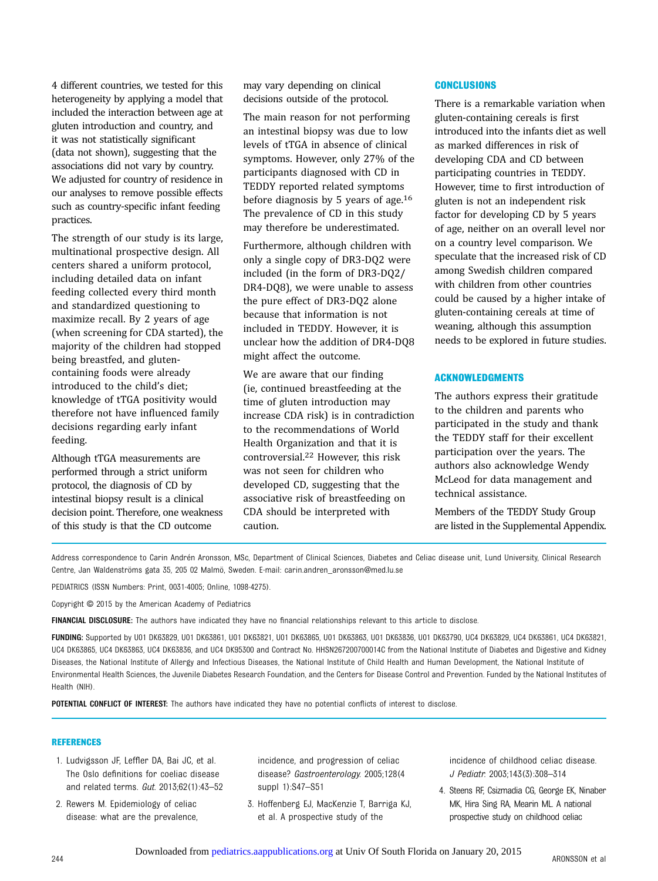4 different countries, we tested for this heterogeneity by applying a model that included the interaction between age at gluten introduction and country, and it was not statistically significant (data not shown), suggesting that the associations did not vary by country. We adjusted for country of residence in our analyses to remove possible effects such as country-specific infant feeding practices.

The strength of our study is its large, multinational prospective design. All centers shared a uniform protocol, including detailed data on infant feeding collected every third month and standardized questioning to maximize recall. By 2 years of age (when screening for CDA started), the majority of the children had stopped being breastfed, and gluten-containing foods were already introduced to the child's diet; knowledge of tTGA positivity would therefore not have influenced family decisions regarding early infant feeding.

Although tTGA measurements are performed through a strict uniform protocol, the diagnosis of CD by intestinal biopsy result is a clinical decision point. Therefore, one weakness of this study is that the CD outcome may vary depending on clinical decisions outside of the protocol.

The main reason for not performing an intestinal biopsy was due to low levels of tTGA in absence of clinical symptoms. However, only 27% of the participants diagnosed with CD in TEDDY reported related symptoms before diagnosis by 5 years of age.[16] The prevalence of CD in this study may therefore be underestimated.

Furthermore, although children with only a single copy of DR3-DQ2 were included (in the form of DR3-DQ2/DR4-DQ8), we were unable to assess the pure effect of DR3-DQ2 alone because that information is not included in TEDDY. However, it is unclear how the addition of DR4-DQ8 might affect the outcome.

We are aware that our finding (ie, continued breastfeeding at the time of gluten introduction may increase CDA risk) is in contradiction to the recommendations of World Health Organization and that it is controversial.[22] However, this risk was not seen for children who developed CD, suggesting that the associative risk of breastfeeding on CDA should be interpreted with caution.

## CONCLUSIONS

There is a remarkable variation when gluten-containing cereals is first introduced into the infants diet as well as marked differences in risk of developing CDA and CD between participating countries in TEDDY. However, time to first introduction of gluten is not an independent risk factor for developing CD by 5 years of age, neither on an overall level nor on a country level comparison. We speculate that the increased risk of CD among Swedish children compared with children from other countries could be caused by a higher intake of gluten-containing cereals at time of weaning, although this assumption needs to be explored in future studies.

## ACKNOWLEDGMENTS

The authors express their gratitude to the children and parents who participated in the study and thank the TEDDY staff for their excellent participation over the years. The authors also acknowledge Wendy McLeod for data management and technical assistance.

Members of the TEDDY Study Group are listed in the Supplemental Appendix.

Address correspondence to Carin Andrén Aronsson, MSc, Department of Clinical Sciences, Diabetes and Celiac disease unit, Lund University, Clinical Research Centre, Jan Waldenströms gata 35, 205 02 Malmö, Sweden. E-mail: carin.andren_aronsson@med.lu.se

PEDIATRICS (ISSN Numbers: Print, 0031-4005; Online, 1098-4275).

Copyright © 2015 by the American Academy of Pediatrics

**FINANCIAL DISCLOSURE:** The authors have indicated they have no financial relationships relevant to this article to disclose.

**FUNDING:** Supported by U01 DK63829, U01 DK63861, U01 DK63821, U01 DK63865, U01 DK63863, U01 DK63836, U01 DK63790, UC4 DK63829, UC4 DK63861, UC4 DK63821, UC4 DK63865, UC4 DK63863, UC4 DK63836, and UC4 DK95300 and Contract No. HHSN267200700014C from the National Institute of Diabetes and Digestive and Kidney Diseases, the National Institute of Allergy and Infectious Diseases, the National Institute of Child Health and Human Development, the National Institute of Environmental Health Sciences, the Juvenile Diabetes Research Foundation, and the Centers for Disease Control and Prevention. Funded by the National Institutes of Health (NIH).

**POTENTIAL CONFLICT OF INTEREST:** The authors have indicated they have no potential conflicts of interest to disclose.

## REFERENCES

1. Ludvigsson JF, Leffler DA, Bai JC, et al. The Oslo definitions for coeliac disease and related terms. *Gut*. 2013;62(1):43–52
2. Rewers M. Epidemiology of celiac disease: what are the prevalence, incidence, and progression of celiac disease? *Gastroenterology*. 2005;128(4 suppl 1):S47–S51
3. Hoffenberg EJ, MacKenzie T, Barriga KJ, et al. A prospective study of the incidence of childhood celiac disease. *J Pediatr*. 2003;143(3):308–314
4. Steens RF, Csizmadia CG, George EK, Ninaber MK, Hira Sing RA, Mearin ML. A national prospective study on childhood celiac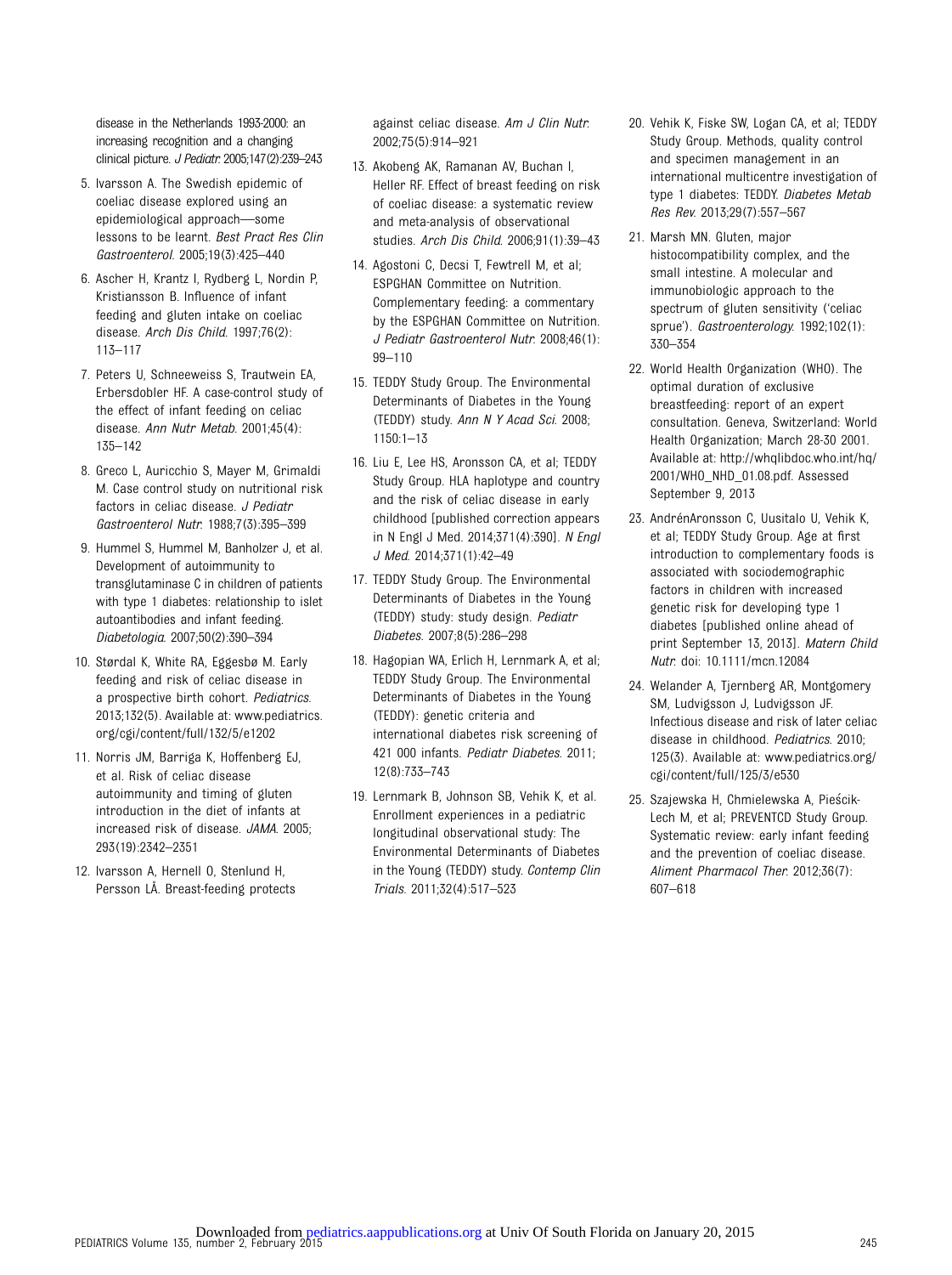disease in the Netherlands 1993-2000: an increasing recognition and a changing clinical picture. *J Pediatr.* 2005;147(2):239–243

5. Ivarsson A. The Swedish epidemic of coeliac disease explored using an epidemiological approach—some lessons to be learnt. *Best Pract Res Clin Gastroenterol.* 2005;19(3):425–440
6. Ascher H, Krantz I, Rydberg L, Nordin P, Kristiansson B. Influence of infant feeding and gluten intake on coeliac disease. *Arch Dis Child.* 1997;76(2):113–117
7. Peters U, Schneeweiss S, Trautwein EA, Erbersdobler HF. A case-control study of the effect of infant feeding on celiac disease. *Ann Nutr Metab.* 2001;45(4):135–142
8. Greco L, Auricchio S, Mayer M, Grimaldi M. Case control study on nutritional risk factors in celiac disease. *J Pediatr Gastroenterol Nutr.* 1988;7(3):395–399
9. Hummel S, Hummel M, Banholzer J, et al. Development of autoimmunity to transglutaminase C in children of patients with type 1 diabetes: relationship to islet autoantibodies and infant feeding. *Diabetologia.* 2007;50(2):390–394
10. Størdal K, White RA, Eggesbø M. Early feeding and risk of celiac disease in a prospective birth cohort. *Pediatrics.* 2013;132(5). Available at: www.pediatrics.org/cgi/content/full/132/5/e1202
11. Norris JM, Barriga K, Hoffenberg EJ, et al. Risk of celiac disease autoimmunity and timing of gluten introduction in the diet of infants at increased risk of disease. *JAMA.* 2005;293(19):2342–2351
12. Ivarsson A, Hernell O, Stenlund H, Persson LÅ. Breast-feeding protects against celiac disease. *Am J Clin Nutr.* 2002;75(5):914–921
13. Akobeng AK, Ramanan AV, Buchan I, Heller RF. Effect of breast feeding on risk of coeliac disease: a systematic review and meta-analysis of observational studies. *Arch Dis Child.* 2006;91(1):39–43
14. Agostoni C, Decsi T, Fewtrell M, et al; ESPGHAN Committee on Nutrition. Complementary feeding: a commentary by the ESPGHAN Committee on Nutrition. *J Pediatr Gastroenterol Nutr.* 2008;46(1):99–110
15. TEDDY Study Group. The Environmental Determinants of Diabetes in the Young (TEDDY) study. *Ann N Y Acad Sci.* 2008;1150:1–13
16. Liu E, Lee HS, Aronsson CA, et al; TEDDY Study Group. HLA haplotype and country and the risk of celiac disease in early childhood [published correction appears in N Engl J Med. 2014;371(4):390]. *N Engl J Med.* 2014;371(1):42–49
17. TEDDY Study Group. The Environmental Determinants of Diabetes in the Young (TEDDY) study: study design. *Pediatr Diabetes.* 2007;8(5):286–298
18. Hagopian WA, Erlich H, Lernmark A, et al; TEDDY Study Group. The Environmental Determinants of Diabetes in the Young (TEDDY): genetic criteria and international diabetes risk screening of 421 000 infants. *Pediatr Diabetes.* 2011;12(8):733–743
19. Lernmark B, Johnson SB, Vehik K, et al. Enrollment experiences in a pediatric longitudinal observational study: The Environmental Determinants of Diabetes in the Young (TEDDY) study. *Contemp Clin Trials.* 2011;32(4):517–523
20. Vehik K, Fiske SW, Logan CA, et al; TEDDY Study Group. Methods, quality control and specimen management in an international multicentre investigation of type 1 diabetes: TEDDY. *Diabetes Metab Res Rev.* 2013;29(7):557–567
21. Marsh MN. Gluten, major histocompatibility complex, and the small intestine. A molecular and immunobiologic approach to the spectrum of gluten sensitivity ('celiac sprue'). *Gastroenterology.* 1992;102(1):330–354
22. World Health Organization (WHO). The optimal duration of exclusive breastfeeding: report of an expert consultation. Geneva, Switzerland: World Health Organization; March 28-30 2001. Available at: http://whqlibdoc.who.int/hq/2001/WHO_NHD_01.08.pdf. Assessed September 9, 2013
23. AndrénAronsson C, Uusitalo U, Vehik K, et al; TEDDY Study Group. Age at first introduction to complementary foods is associated with sociodemographic factors in children with increased genetic risk for developing type 1 diabetes [published online ahead of print September 13, 2013]. *Matern Child Nutr.* doi: 10.1111/mcn.12084
24. Welander A, Tjernberg AR, Montgomery SM, Ludvigsson J, Ludvigsson JF. Infectious disease and risk of later celiac disease in childhood. *Pediatrics.* 2010;125(3). Available at: www.pediatrics.org/cgi/content/full/125/3/e530
25. Szajewska H, Chmielewska A, Pieścik-Lech M, et al; PREVENTCD Study Group. Systematic review: early infant feeding and the prevention of coeliac disease. *Aliment Pharmacol Ther.* 2012;36(7):607–618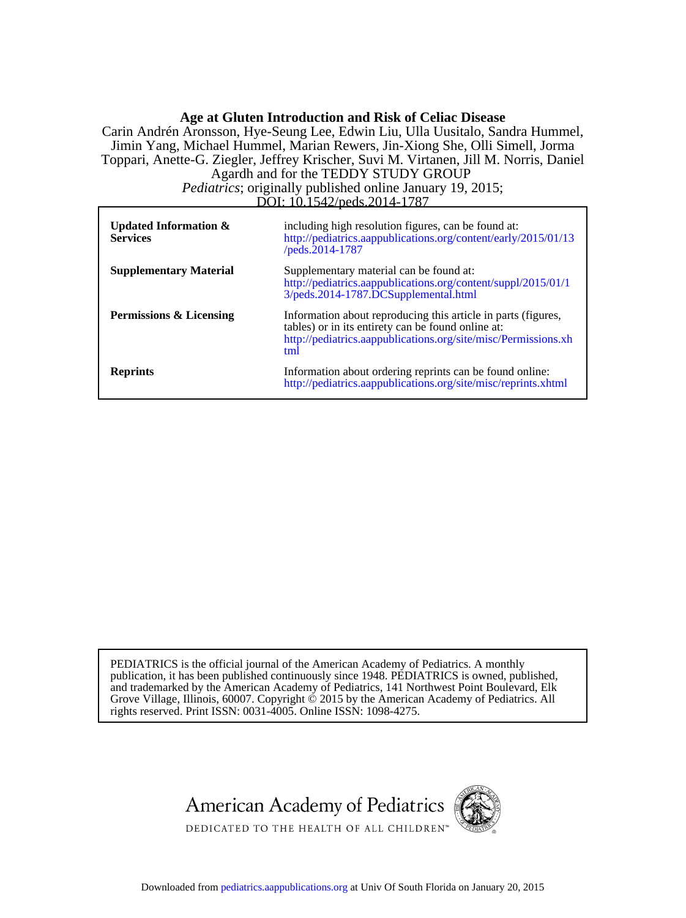# Age at Gluten Introduction and Risk of Celiac Disease

Carin Andrén Aronsson, Hye-Seung Lee, Edwin Liu, Ulla Uusitalo, Sandra Hummel, Jimin Yang, Michael Hummel, Marian Rewers, Jin-Xiong She, Olli Simell, Jorma Toppari, Anette-G. Ziegler, Jeffrey Krischer, Suvi M. Virtanen, Jill M. Norris, Daniel Agardh and for the TEDDY STUDY GROUP

*Pediatrics*; originally published online January 19, 2015;

DOI: 10.1542/peds.2014-1787

| | |
|---|---|
| **Updated Information & Services** | including high resolution figures, can be found at: http://pediatrics.aappublications.org/content/early/2015/01/13/peds.2014-1787 |
| **Supplementary Material** | Supplementary material can be found at: http://pediatrics.aappublications.org/content/suppl/2015/01/13/peds.2014-1787.DCSupplemental.html |
| **Permissions & Licensing** | Information about reproducing this article in parts (figures, tables) or in its entirety can be found online at: http://pediatrics.aappublications.org/site/misc/Permissions.xhtml |
| **Reprints** | Information about ordering reprints can be found online: http://pediatrics.aappublications.org/site/misc/reprints.xhtml |

PEDIATRICS is the official journal of the American Academy of Pediatrics. A monthly publication, it has been published continuously since 1948. PEDIATRICS is owned, published, and trademarked by the American Academy of Pediatrics, 141 Northwest Point Boulevard, Elk Grove Village, Illinois, 60007. Copyright © 2015 by the American Academy of Pediatrics. All rights reserved. Print ISSN: 0031-4005. Online ISSN: 1098-4275.

American Academy of Pediatrics

DEDICATED TO THE HEALTH OF ALL CHILDREN™

Downloaded from pediatrics.aappublications.org at Univ Of South Florida on January 20, 2015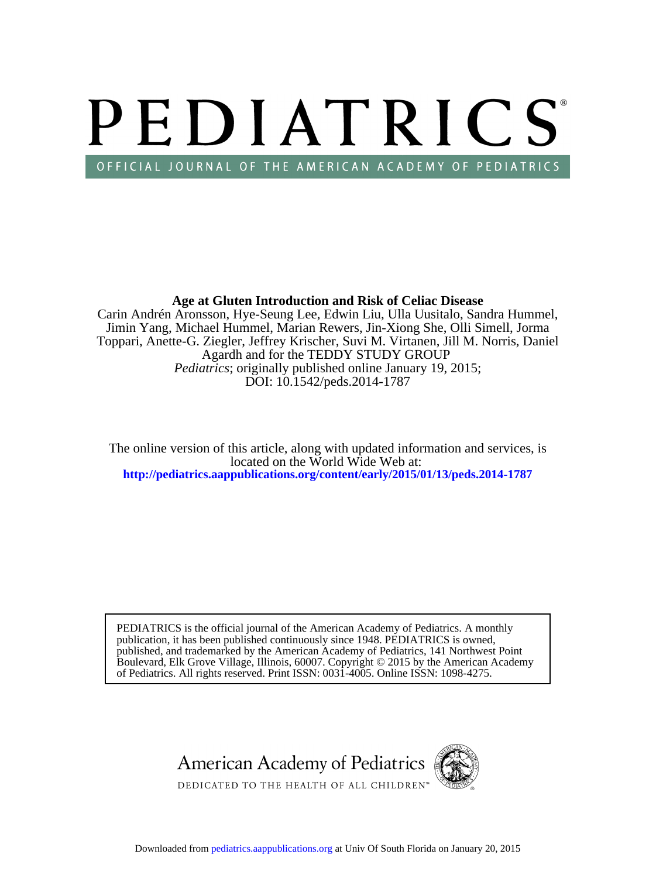# PEDIATRICS

OFFICIAL JOURNAL OF THE AMERICAN ACADEMY OF PEDIATRICS

**Age at Gluten Introduction and Risk of Celiac Disease**

Carin Andrén Aronsson, Hye-Seung Lee, Edwin Liu, Ulla Uusitalo, Sandra Hummel, Jimin Yang, Michael Hummel, Marian Rewers, Jin-Xiong She, Olli Simell, Jorma Toppari, Anette-G. Ziegler, Jeffrey Krischer, Suvi M. Virtanen, Jill M. Norris, Daniel Agardh and for the TEDDY STUDY GROUP

*Pediatrics*; originally published online January 19, 2015;

DOI: 10.1542/peds.2014-1787

The online version of this article, along with updated information and services, is located on the World Wide Web at:

**http://pediatrics.aappublications.org/content/early/2015/01/13/peds.2014-1787**

PEDIATRICS is the official journal of the American Academy of Pediatrics. A monthly publication, it has been published continuously since 1948. PEDIATRICS is owned, published, and trademarked by the American Academy of Pediatrics, 141 Northwest Point Boulevard, Elk Grove Village, Illinois, 60007. Copyright © 2015 by the American Academy of Pediatrics. All rights reserved. Print ISSN: 0031-4005. Online ISSN: 1098-4275.

American Academy of Pediatrics

DEDICATED TO THE HEALTH OF ALL CHILDREN™